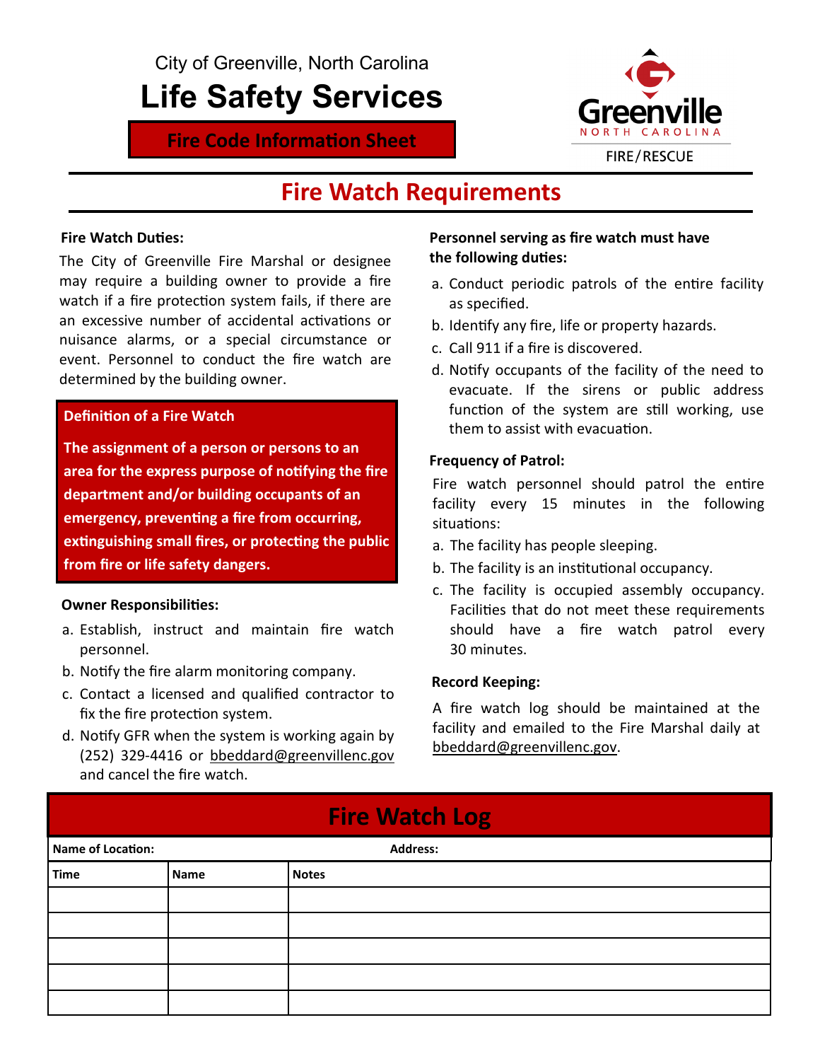City of Greenville, North Carolina

# Life Safety Services

**Fire Code Information Sheet**

Greenville NORTH CAROLINA FIRE/RESCUE

## Fire Watch Requirements

**Fire Watch Duties:**

The City of Greenville Fire Marshal or designee may require a building owner to provide a fire watch if a fire protection system fails, if there are an excessive number of accidental activations or nuisance alarms, or a special circumstance or event. Personnel to conduct the fire watch are determined by the building owner.

**Definition of a Fire Watch**

**The assignment of a person or persons to an area for the express purpose of notifying the fire department and/or building occupants of an emergency, preventing a fire from occurring, extinguishing small fires, or protecting the public from fire or life safety dangers.**

**Owner Responsibilities:**

a. Establish, instruct and maintain fire watch personnel.
b. Notify the fire alarm monitoring company.
c. Contact a licensed and qualified contractor to fix the fire protection system.
d. Notify GFR when the system is working again by (252) 329-4416 or bbeddard@greenvillenc.gov and cancel the fire watch.

**Personnel serving as fire watch must have the following duties:**

a. Conduct periodic patrols of the entire facility as specified.
b. Identify any fire, life or property hazards.
c. Call 911 if a fire is discovered.
d. Notify occupants of the facility of the need to evacuate. If the sirens or public address function of the system are still working, use them to assist with evacuation.

**Frequency of Patrol:**

Fire watch personnel should patrol the entire facility every 15 minutes in the following situations:

a. The facility has people sleeping.
b. The facility is an institutional occupancy.
c. The facility is occupied assembly occupancy. Facilities that do not meet these requirements should have a fire watch patrol every 30 minutes.

**Record Keeping:**

A fire watch log should be maintained at the facility and emailed to the Fire Marshal daily at bbeddard@greenvillenc.gov.

## Fire Watch Log

| **Name of Location:** | | **Address:** |
|---|---|---|
| **Time** | **Name** | **Notes** |
| | | |
| | | |
| | | |
| | | |
| | | |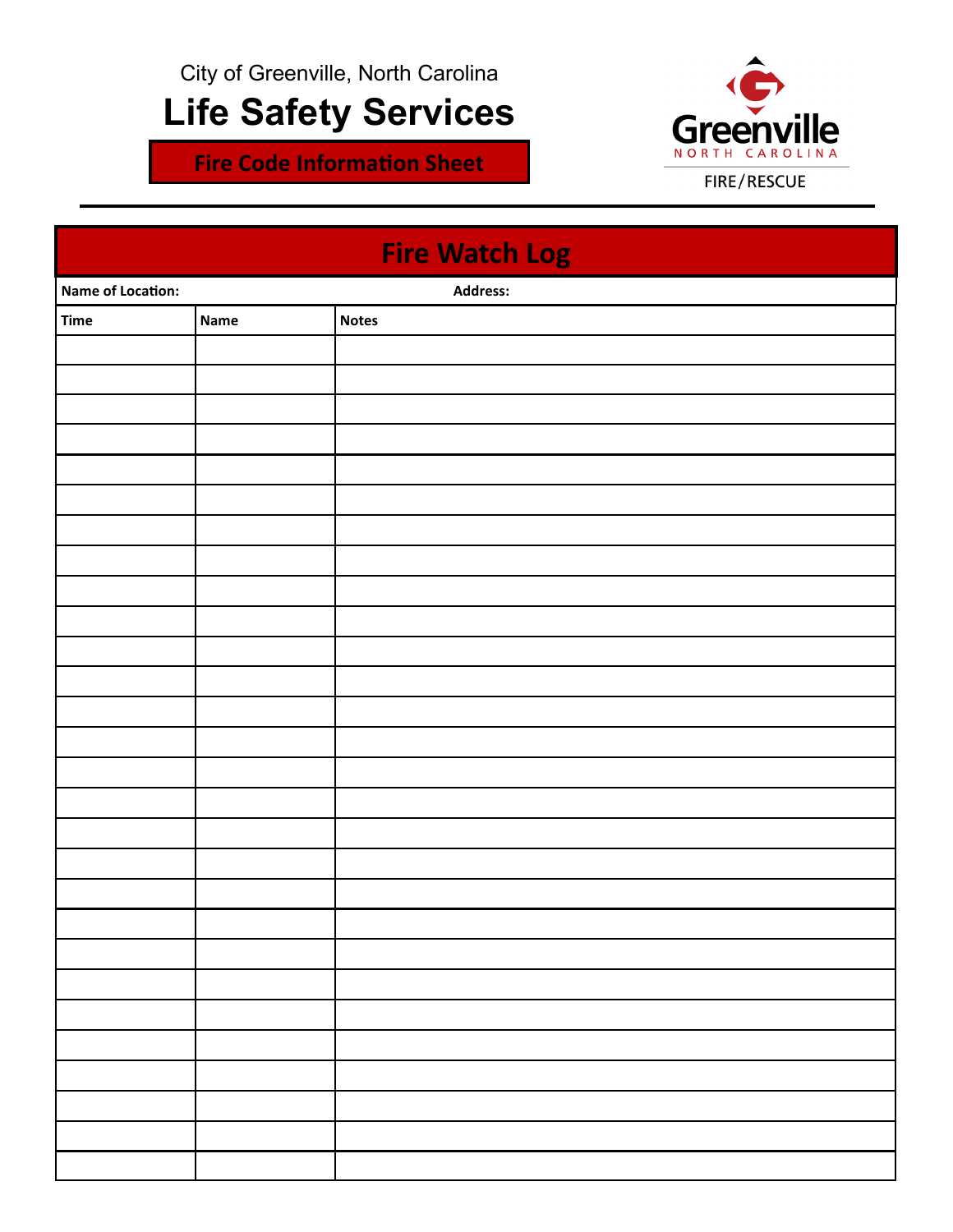City of Greenville, North Carolina

# Life Safety Services

**Fire Code Information Sheet**

Greenville
NORTH CAROLINA
FIRE / RESCUE

## Fire Watch Log

**Name of Location:** **Address:**

| Time | Name | Notes |
|---|---|---|
| | | |
| | | |
| | | |
| | | |
| | | |
| | | |
| | | |
| | | |
| | | |
| | | |
| | | |
| | | |
| | | |
| | | |
| | | |
| | | |
| | | |
| | | |
| | | |
| | | |
| | | |
| | | |
| | | |
| | | |
| | | |
| | | |
| | | |
| | | |